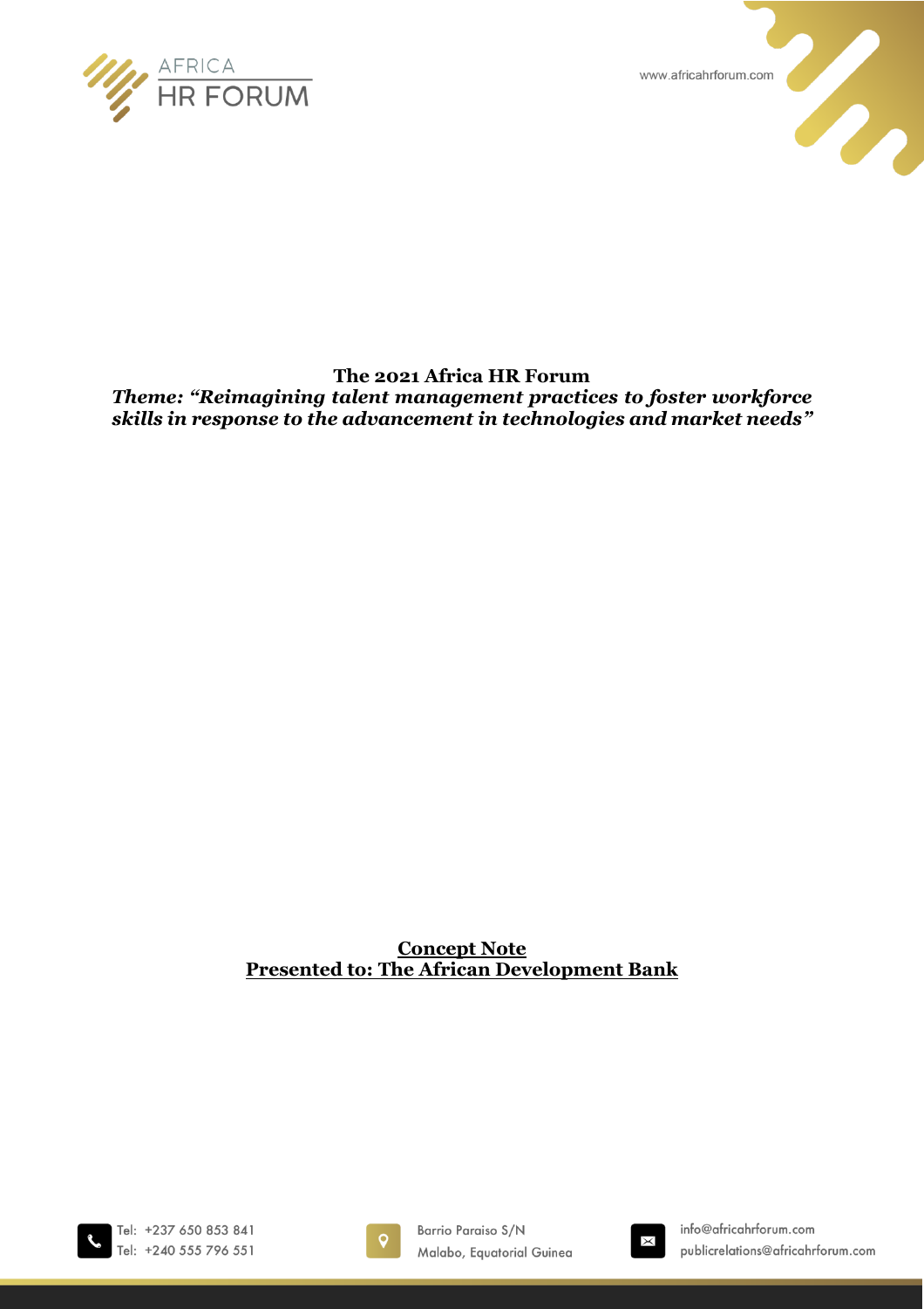**The 2021 Africa HR Forum**

***Theme: "Reimagining talent management practices to foster workforce skills in response to the advancement in technologies and market needs"***

**Concept Note**

**Presented to: The African Development Bank**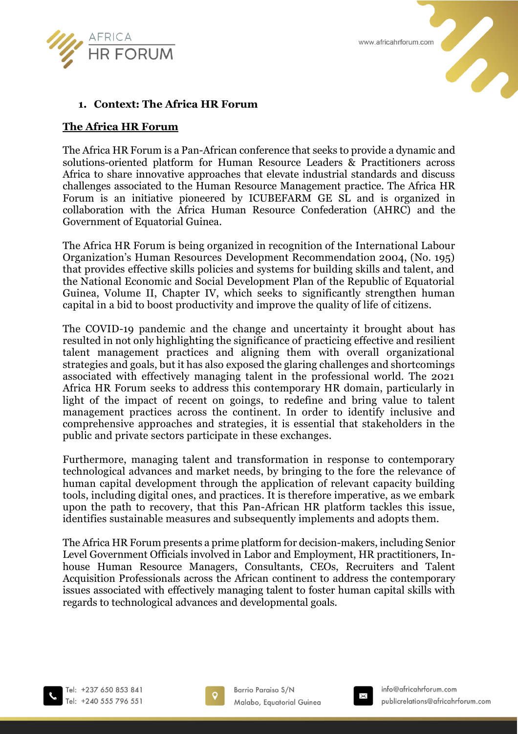## 1. Context: The Africa HR Forum

**The Africa HR Forum**

The Africa HR Forum is a Pan-African conference that seeks to provide a dynamic and solutions-oriented platform for Human Resource Leaders & Practitioners across Africa to share innovative approaches that elevate industrial standards and discuss challenges associated to the Human Resource Management practice. The Africa HR Forum is an initiative pioneered by ICUBEFARM GE SL and is organized in collaboration with the Africa Human Resource Confederation (AHRC) and the Government of Equatorial Guinea.

The Africa HR Forum is being organized in recognition of the International Labour Organization's Human Resources Development Recommendation 2004, (No. 195) that provides effective skills policies and systems for building skills and talent, and the National Economic and Social Development Plan of the Republic of Equatorial Guinea, Volume II, Chapter IV, which seeks to significantly strengthen human capital in a bid to boost productivity and improve the quality of life of citizens.

The COVID-19 pandemic and the change and uncertainty it brought about has resulted in not only highlighting the significance of practicing effective and resilient talent management practices and aligning them with overall organizational strategies and goals, but it has also exposed the glaring challenges and shortcomings associated with effectively managing talent in the professional world. The 2021 Africa HR Forum seeks to address this contemporary HR domain, particularly in light of the impact of recent on goings, to redefine and bring value to talent management practices across the continent. In order to identify inclusive and comprehensive approaches and strategies, it is essential that stakeholders in the public and private sectors participate in these exchanges.

Furthermore, managing talent and transformation in response to contemporary technological advances and market needs, by bringing to the fore the relevance of human capital development through the application of relevant capacity building tools, including digital ones, and practices. It is therefore imperative, as we embark upon the path to recovery, that this Pan-African HR platform tackles this issue, identifies sustainable measures and subsequently implements and adopts them.

The Africa HR Forum presents a prime platform for decision-makers, including Senior Level Government Officials involved in Labor and Employment, HR practitioners, In-house Human Resource Managers, Consultants, CEOs, Recruiters and Talent Acquisition Professionals across the African continent to address the contemporary issues associated with effectively managing talent to foster human capital skills with regards to technological advances and developmental goals.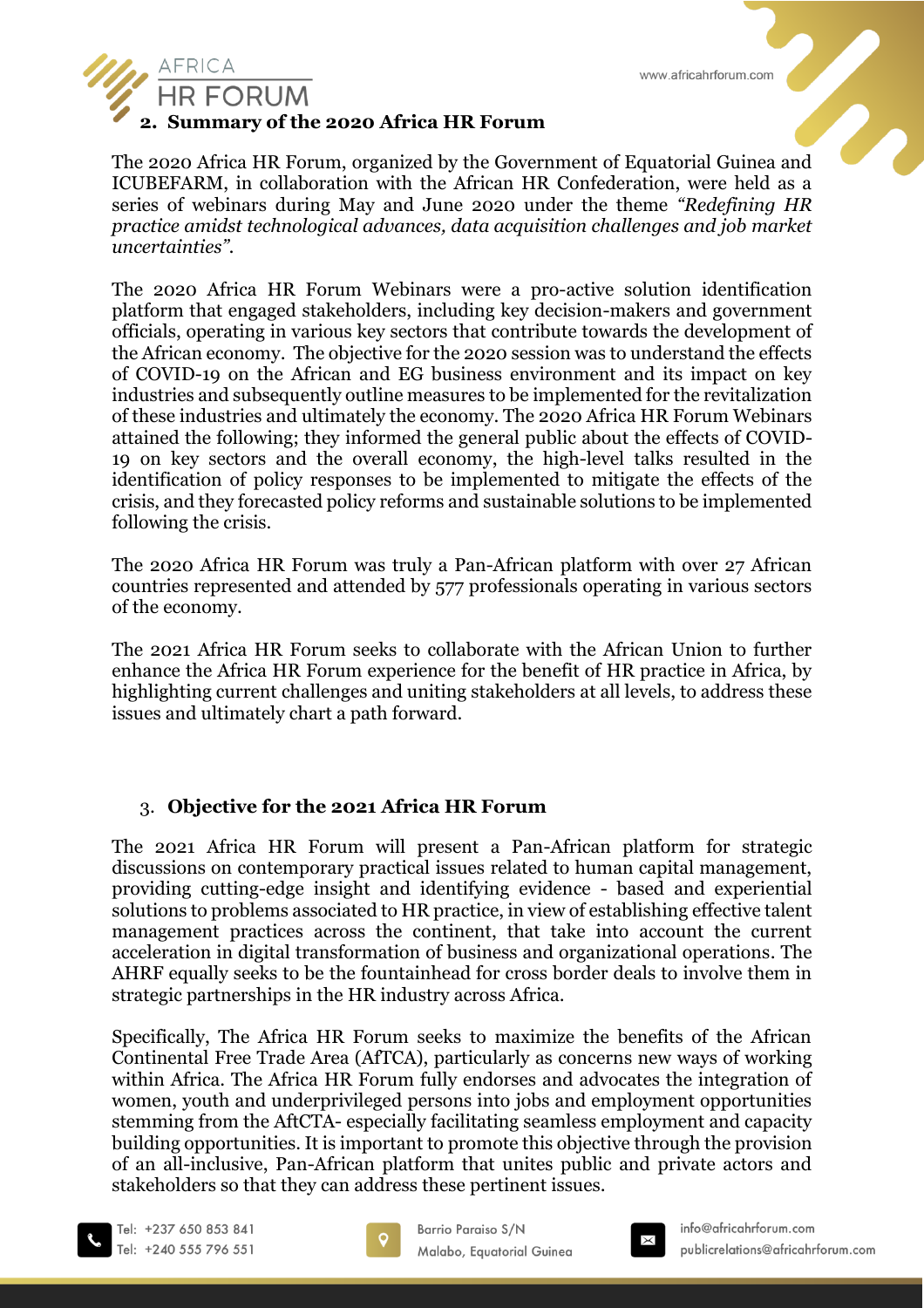## 2. Summary of the 2020 Africa HR Forum

The 2020 Africa HR Forum, organized by the Government of Equatorial Guinea and ICUBEFARM, in collaboration with the African HR Confederation, were held as a series of webinars during May and June 2020 under the theme *"Redefining HR practice amidst technological advances, data acquisition challenges and job market uncertainties"*.

The 2020 Africa HR Forum Webinars were a pro-active solution identification platform that engaged stakeholders, including key decision-makers and government officials, operating in various key sectors that contribute towards the development of the African economy. The objective for the 2020 session was to understand the effects of COVID-19 on the African and EG business environment and its impact on key industries and subsequently outline measures to be implemented for the revitalization of these industries and ultimately the economy. The 2020 Africa HR Forum Webinars attained the following; they informed the general public about the effects of COVID-19 on key sectors and the overall economy, the high-level talks resulted in the identification of policy responses to be implemented to mitigate the effects of the crisis, and they forecasted policy reforms and sustainable solutions to be implemented following the crisis.

The 2020 Africa HR Forum was truly a Pan-African platform with over 27 African countries represented and attended by 577 professionals operating in various sectors of the economy.

The 2021 Africa HR Forum seeks to collaborate with the African Union to further enhance the Africa HR Forum experience for the benefit of HR practice in Africa, by highlighting current challenges and uniting stakeholders at all levels, to address these issues and ultimately chart a path forward.

## 3. Objective for the 2021 Africa HR Forum

The 2021 Africa HR Forum will present a Pan-African platform for strategic discussions on contemporary practical issues related to human capital management, providing cutting-edge insight and identifying evidence - based and experiential solutions to problems associated to HR practice, in view of establishing effective talent management practices across the continent, that take into account the current acceleration in digital transformation of business and organizational operations. The AHRF equally seeks to be the fountainhead for cross border deals to involve them in strategic partnerships in the HR industry across Africa.

Specifically, The Africa HR Forum seeks to maximize the benefits of the African Continental Free Trade Area (AfTCA), particularly as concerns new ways of working within Africa. The Africa HR Forum fully endorses and advocates the integration of women, youth and underprivileged persons into jobs and employment opportunities stemming from the AftCTA- especially facilitating seamless employment and capacity building opportunities. It is important to promote this objective through the provision of an all-inclusive, Pan-African platform that unites public and private actors and stakeholders so that they can address these pertinent issues.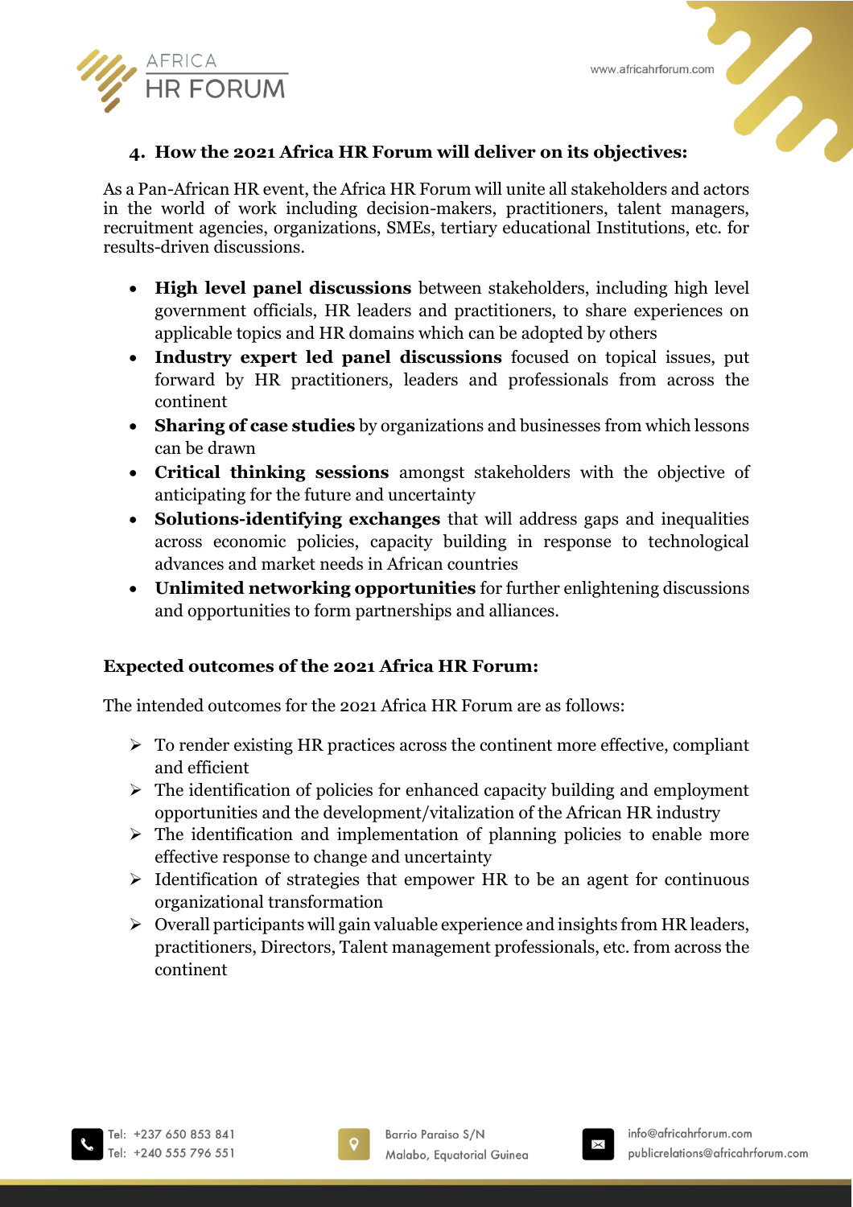## 4. How the 2021 Africa HR Forum will deliver on its objectives:

As a Pan-African HR event, the Africa HR Forum will unite all stakeholders and actors in the world of work including decision-makers, practitioners, talent managers, recruitment agencies, organizations, SMEs, tertiary educational Institutions, etc. for results-driven discussions.

- **High level panel discussions** between stakeholders, including high level government officials, HR leaders and practitioners, to share experiences on applicable topics and HR domains which can be adopted by others
- **Industry expert led panel discussions** focused on topical issues, put forward by HR practitioners, leaders and professionals from across the continent
- **Sharing of case studies** by organizations and businesses from which lessons can be drawn
- **Critical thinking sessions** amongst stakeholders with the objective of anticipating for the future and uncertainty
- **Solutions-identifying exchanges** that will address gaps and inequalities across economic policies, capacity building in response to technological advances and market needs in African countries
- **Unlimited networking opportunities** for further enlightening discussions and opportunities to form partnerships and alliances.

### Expected outcomes of the 2021 Africa HR Forum:

The intended outcomes for the 2021 Africa HR Forum are as follows:

- To render existing HR practices across the continent more effective, compliant and efficient
- The identification of policies for enhanced capacity building and employment opportunities and the development/vitalization of the African HR industry
- The identification and implementation of planning policies to enable more effective response to change and uncertainty
- Identification of strategies that empower HR to be an agent for continuous organizational transformation
- Overall participants will gain valuable experience and insights from HR leaders, practitioners, Directors, Talent management professionals, etc. from across the continent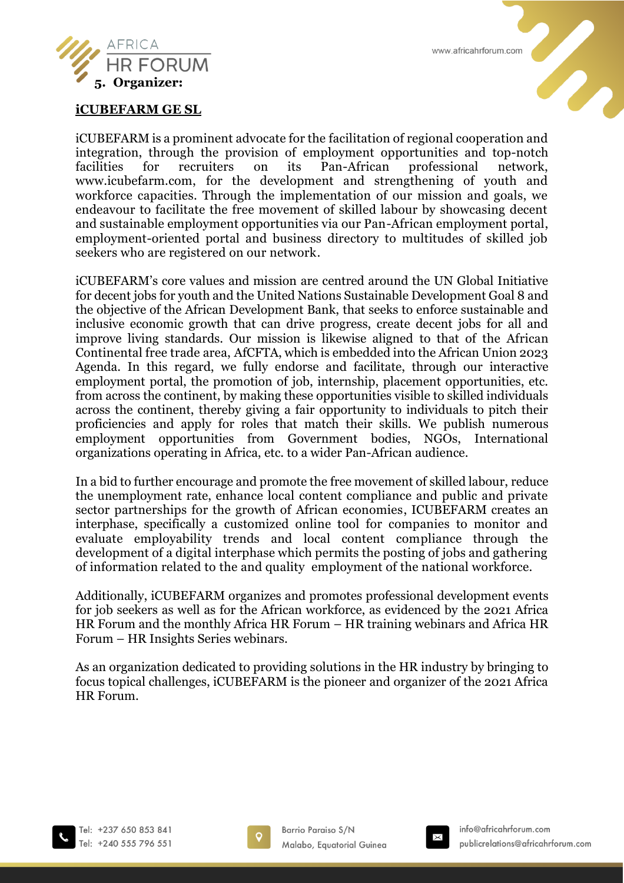## 5. Organizer:

**iCUBEFARM GE SL**

iCUBEFARM is a prominent advocate for the facilitation of regional cooperation and integration, through the provision of employment opportunities and top-notch facilities for recruiters on its Pan-African professional network, www.icubefarm.com, for the development and strengthening of youth and workforce capacities. Through the implementation of our mission and goals, we endeavour to facilitate the free movement of skilled labour by showcasing decent and sustainable employment opportunities via our Pan-African employment portal, employment-oriented portal and business directory to multitudes of skilled job seekers who are registered on our network.

iCUBEFARM's core values and mission are centred around the UN Global Initiative for decent jobs for youth and the United Nations Sustainable Development Goal 8 and the objective of the African Development Bank, that seeks to enforce sustainable and inclusive economic growth that can drive progress, create decent jobs for all and improve living standards. Our mission is likewise aligned to that of the African Continental free trade area, AfCFTA, which is embedded into the African Union 2023 Agenda. In this regard, we fully endorse and facilitate, through our interactive employment portal, the promotion of job, internship, placement opportunities, etc. from across the continent, by making these opportunities visible to skilled individuals across the continent, thereby giving a fair opportunity to individuals to pitch their proficiencies and apply for roles that match their skills. We publish numerous employment opportunities from Government bodies, NGOs, International organizations operating in Africa, etc. to a wider Pan-African audience.

In a bid to further encourage and promote the free movement of skilled labour, reduce the unemployment rate, enhance local content compliance and public and private sector partnerships for the growth of African economies, ICUBEFARM creates an interphase, specifically a customized online tool for companies to monitor and evaluate employability trends and local content compliance through the development of a digital interphase which permits the posting of jobs and gathering of information related to the and quality employment of the national workforce.

Additionally, iCUBEFARM organizes and promotes professional development events for job seekers as well as for the African workforce, as evidenced by the 2021 Africa HR Forum and the monthly Africa HR Forum – HR training webinars and Africa HR Forum – HR Insights Series webinars.

As an organization dedicated to providing solutions in the HR industry by bringing to focus topical challenges, iCUBEFARM is the pioneer and organizer of the 2021 Africa HR Forum.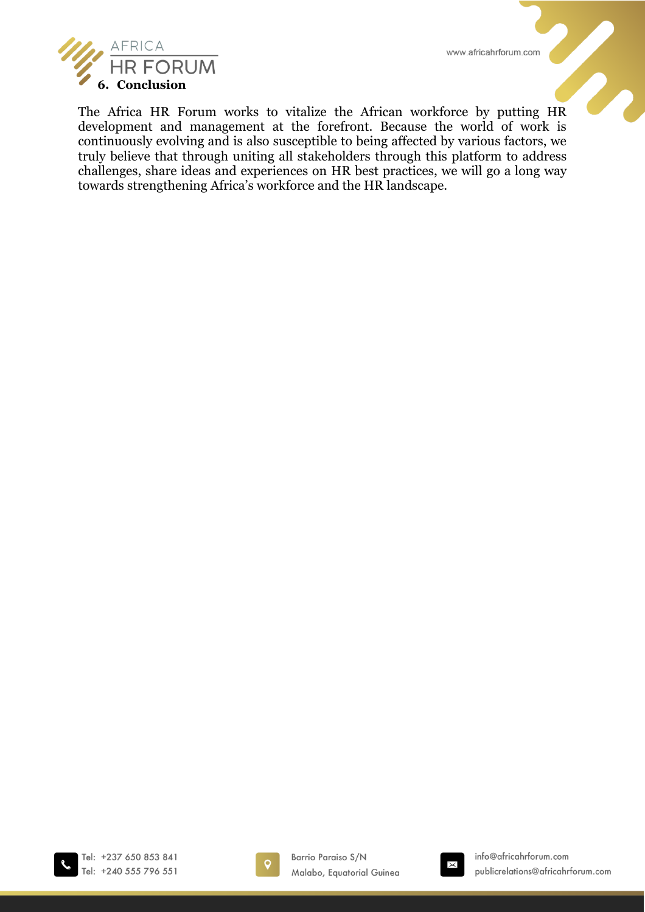## 6. Conclusion

The Africa HR Forum works to vitalize the African workforce by putting HR development and management at the forefront. Because the world of work is continuously evolving and is also susceptible to being affected by various factors, we truly believe that through uniting all stakeholders through this platform to address challenges, share ideas and experiences on HR best practices, we will go a long way towards strengthening Africa's workforce and the HR landscape.